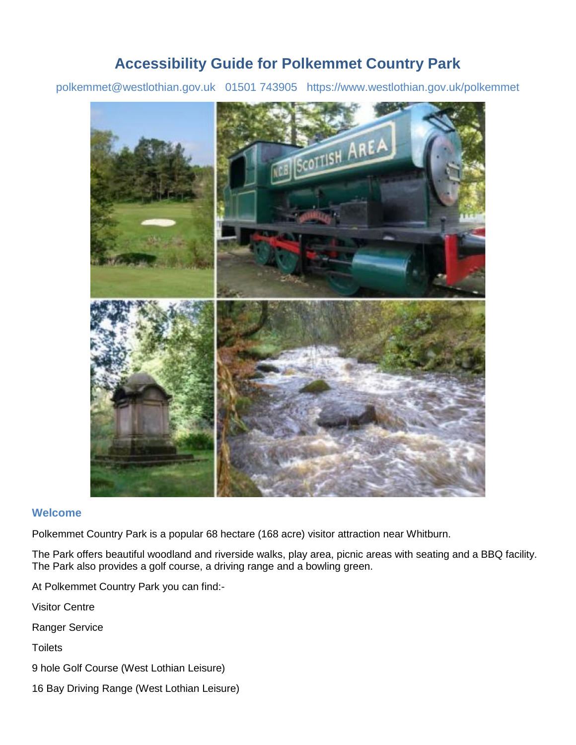# Accessibility Guide for Polkemmet Country Park

polkemmet@westlothian.gov.uk   01501 743905   https://www.westlothian.gov.uk/polkemmet

## Welcome

Polkemmet Country Park is a popular 68 hectare (168 acre) visitor attraction near Whitburn.

The Park offers beautiful woodland and riverside walks, play area, picnic areas with seating and a BBQ facility. The Park also provides a golf course, a driving range and a bowling green.

At Polkemmet Country Park you can find:-

Visitor Centre

Ranger Service

Toilets

9 hole Golf Course (West Lothian Leisure)

16 Bay Driving Range (West Lothian Leisure)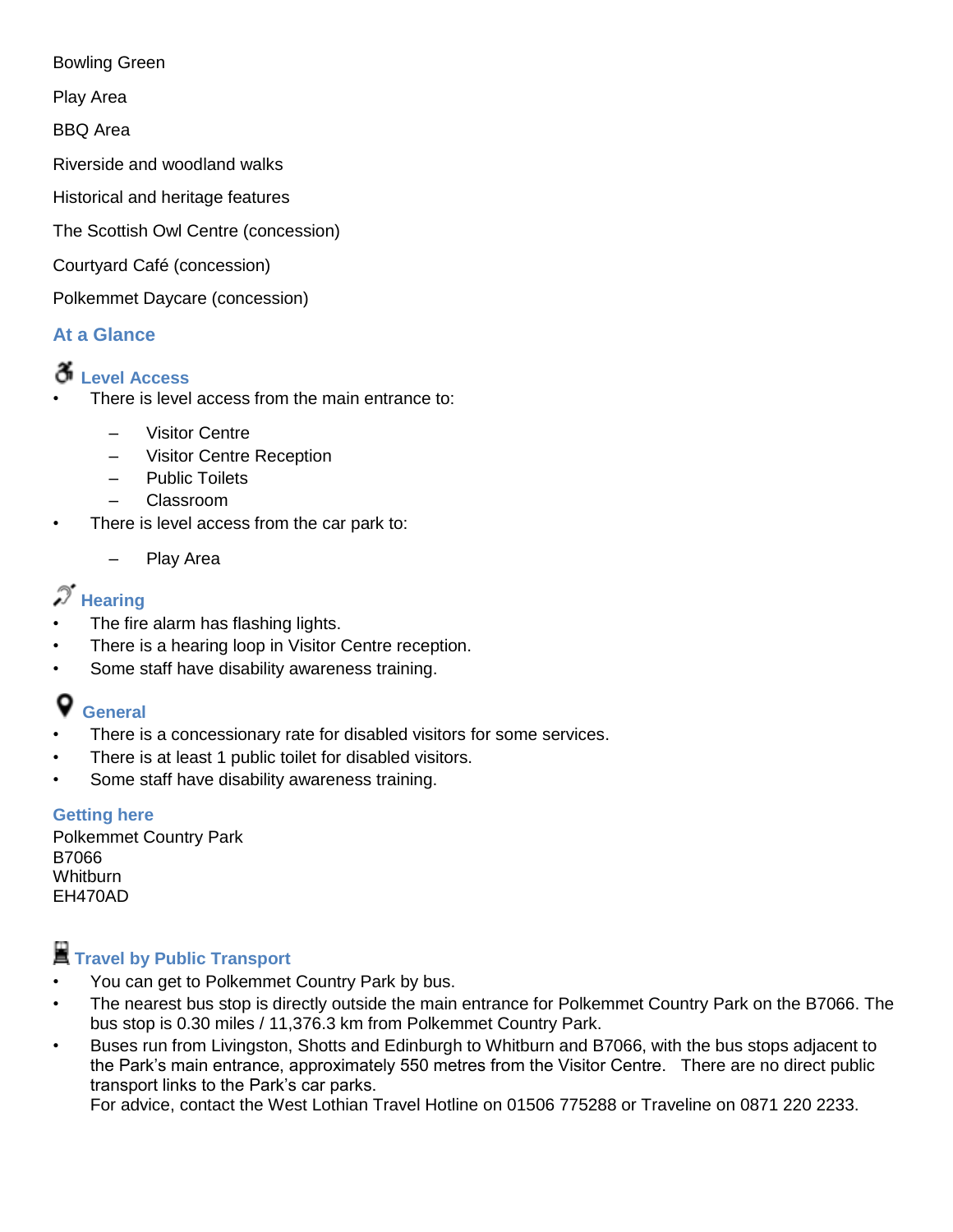Bowling Green

Play Area

BBQ Area

Riverside and woodland walks

Historical and heritage features

The Scottish Owl Centre (concession)

Courtyard Café (concession)

Polkemmet Daycare (concession)

## At a Glance

### Level Access

- There is level access from the main entrance to:
  - Visitor Centre
  - Visitor Centre Reception
  - Public Toilets
  - Classroom
- There is level access from the car park to:
  - Play Area

### Hearing

- The fire alarm has flashing lights.
- There is a hearing loop in Visitor Centre reception.
- Some staff have disability awareness training.

### General

- There is a concessionary rate for disabled visitors for some services.
- There is at least 1 public toilet for disabled visitors.
- Some staff have disability awareness training.

## Getting here

Polkemmet Country Park
B7066
Whitburn
EH470AD

### Travel by Public Transport

- You can get to Polkemmet Country Park by bus.
- The nearest bus stop is directly outside the main entrance for Polkemmet Country Park on the B7066. The bus stop is 0.30 miles / 11,376.3 km from Polkemmet Country Park.
- Buses run from Livingston, Shotts and Edinburgh to Whitburn and B7066, with the bus stops adjacent to the Park's main entrance, approximately 550 metres from the Visitor Centre. There are no direct public transport links to the Park's car parks.
  For advice, contact the West Lothian Travel Hotline on 01506 775288 or Traveline on 0871 220 2233.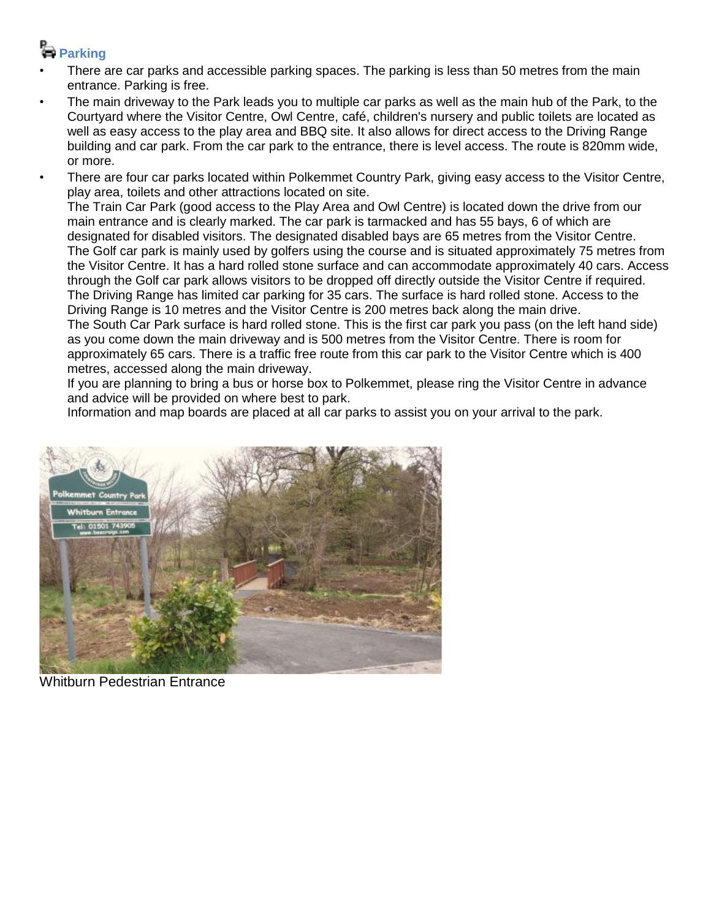## Parking

- There are car parks and accessible parking spaces. The parking is less than 50 metres from the main entrance. Parking is free.
- The main driveway to the Park leads you to multiple car parks as well as the main hub of the Park, to the Courtyard where the Visitor Centre, Owl Centre, café, children's nursery and public toilets are located as well as easy access to the play area and BBQ site. It also allows for direct access to the Driving Range building and car park. From the car park to the entrance, there is level access. The route is 820mm wide, or more.
- There are four car parks located within Polkemmet Country Park, giving easy access to the Visitor Centre, play area, toilets and other attractions located on site.
  The Train Car Park (good access to the Play Area and Owl Centre) is located down the drive from our main entrance and is clearly marked. The car park is tarmacked and has 55 bays, 6 of which are designated for disabled visitors. The designated disabled bays are 65 metres from the Visitor Centre.
  The Golf car park is mainly used by golfers using the course and is situated approximately 75 metres from the Visitor Centre. It has a hard rolled stone surface and can accommodate approximately 40 cars. Access through the Golf car park allows visitors to be dropped off directly outside the Visitor Centre if required.
  The Driving Range has limited car parking for 35 cars. The surface is hard rolled stone. Access to the Driving Range is 10 metres and the Visitor Centre is 200 metres back along the main drive.
  The South Car Park surface is hard rolled stone. This is the first car park you pass (on the left hand side) as you come down the main driveway and is 500 metres from the Visitor Centre. There is room for approximately 65 cars. There is a traffic free route from this car park to the Visitor Centre which is 400 metres, accessed along the main driveway.
  If you are planning to bring a bus or horse box to Polkemmet, please ring the Visitor Centre in advance and advice will be provided on where best to park.
  Information and map boards are placed at all car parks to assist you on your arrival to the park.

Whitburn Pedestrian Entrance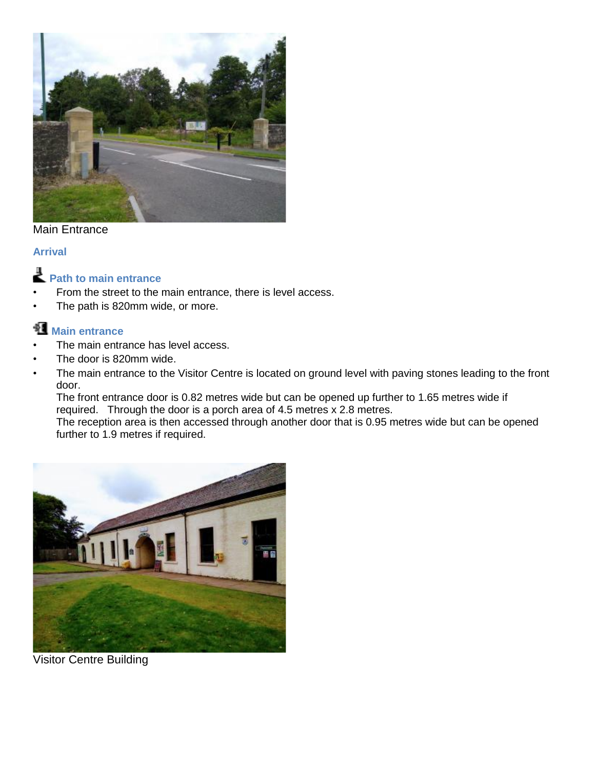Main Entrance

## Arrival

### Path to main entrance

- From the street to the main entrance, there is level access.
- The path is 820mm wide, or more.

### Main entrance

- The main entrance has level access.
- The door is 820mm wide.
- The main entrance to the Visitor Centre is located on ground level with paving stones leading to the front door.
  The front entrance door is 0.82 metres wide but can be opened up further to 1.65 metres wide if required. Through the door is a porch area of 4.5 metres x 2.8 metres.
  The reception area is then accessed through another door that is 0.95 metres wide but can be opened further to 1.9 metres if required.

Visitor Centre Building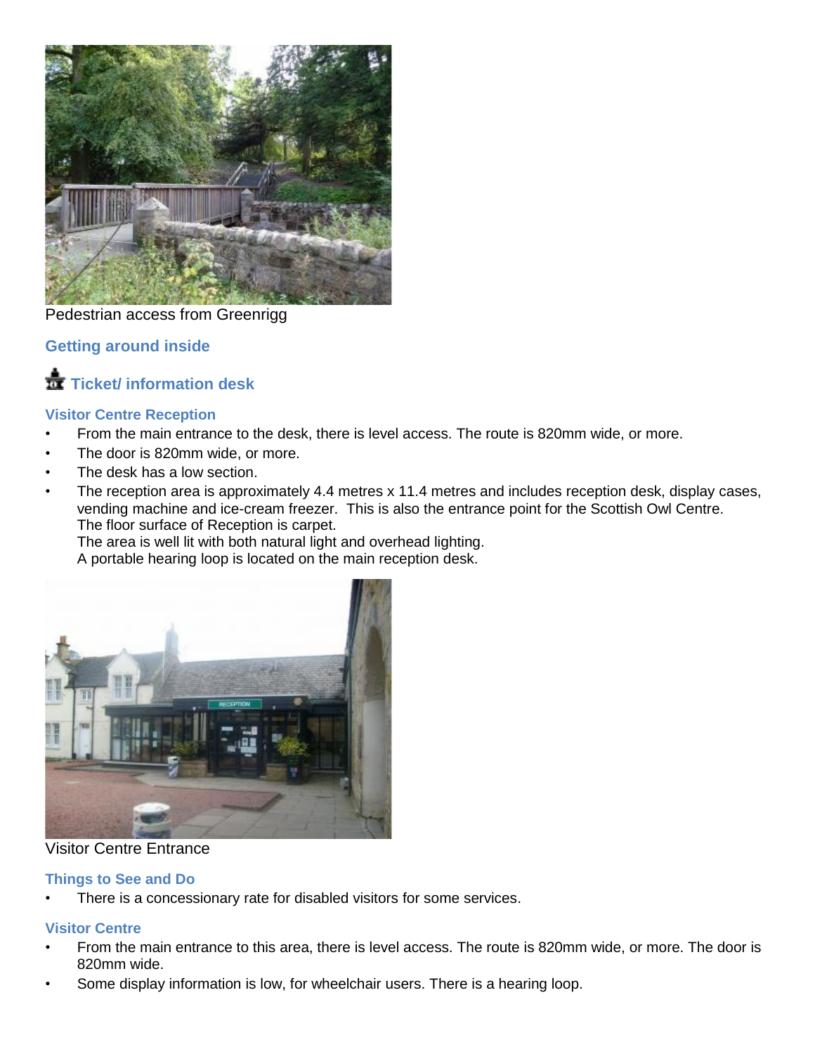Pedestrian access from Greenrigg

## Getting around inside

### Ticket/ information desk

#### Visitor Centre Reception

- From the main entrance to the desk, there is level access. The route is 820mm wide, or more.
- The door is 820mm wide, or more.
- The desk has a low section.
- The reception area is approximately 4.4 metres x 11.4 metres and includes reception desk, display cases, vending machine and ice-cream freezer. This is also the entrance point for the Scottish Owl Centre.
  The floor surface of Reception is carpet.
  The area is well lit with both natural light and overhead lighting.
  A portable hearing loop is located on the main reception desk.

Visitor Centre Entrance

#### Things to See and Do

- There is a concessionary rate for disabled visitors for some services.

#### Visitor Centre

- From the main entrance to this area, there is level access. The route is 820mm wide, or more. The door is 820mm wide.
- Some display information is low, for wheelchair users. There is a hearing loop.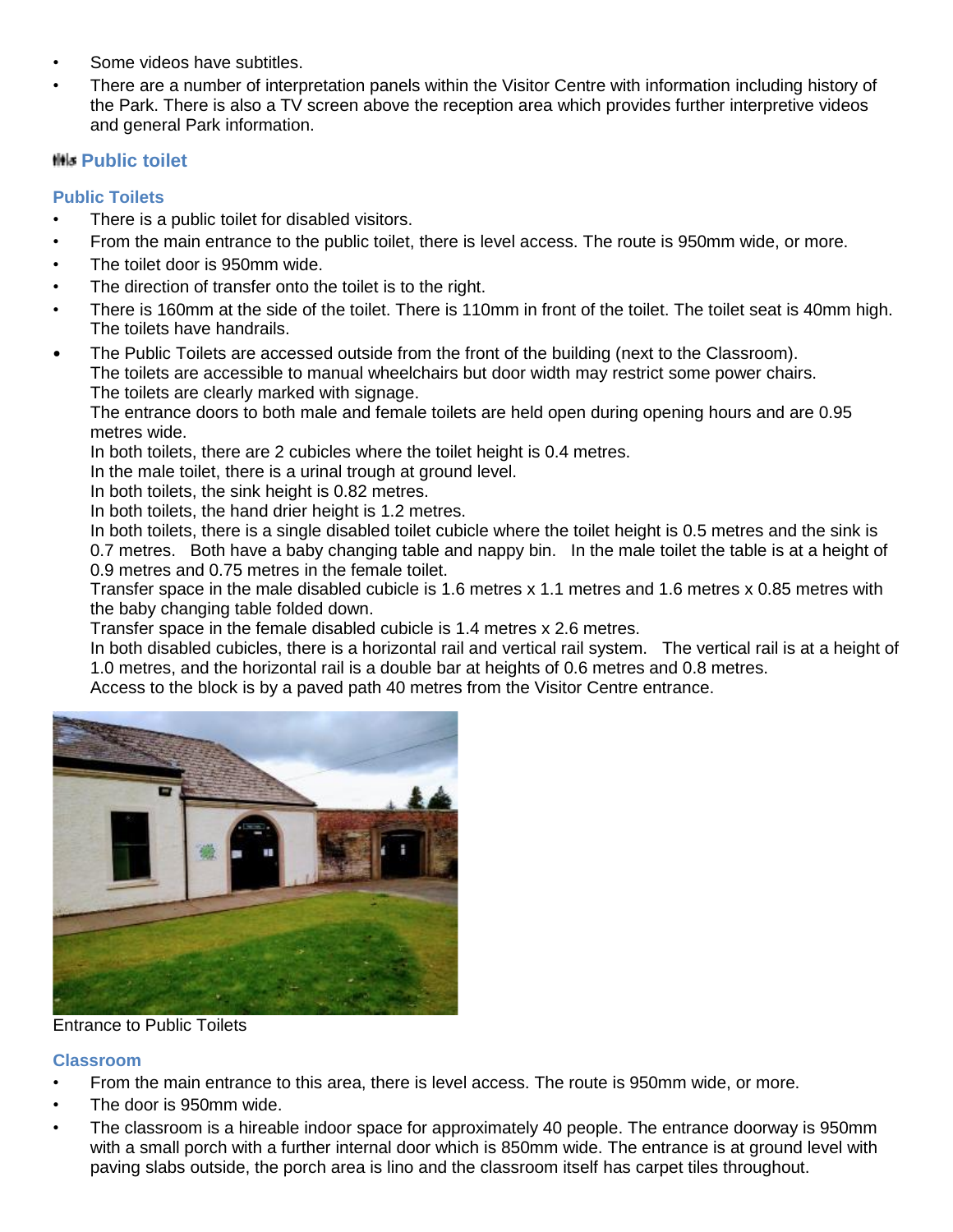- Some videos have subtitles.
- There are a number of interpretation panels within the Visitor Centre with information including history of the Park. There is also a TV screen above the reception area which provides further interpretive videos and general Park information.

## Public toilet

### Public Toilets

- There is a public toilet for disabled visitors.
- From the main entrance to the public toilet, there is level access. The route is 950mm wide, or more.
- The toilet door is 950mm wide.
- The direction of transfer onto the toilet is to the right.
- There is 160mm at the side of the toilet. There is 110mm in front of the toilet. The toilet seat is 40mm high. The toilets have handrails.
- The Public Toilets are accessed outside from the front of the building (next to the Classroom).
  The toilets are accessible to manual wheelchairs but door width may restrict some power chairs.
  The toilets are clearly marked with signage.
  The entrance doors to both male and female toilets are held open during opening hours and are 0.95 metres wide.
  In both toilets, there are 2 cubicles where the toilet height is 0.4 metres.
  In the male toilet, there is a urinal trough at ground level.
  In both toilets, the sink height is 0.82 metres.
  In both toilets, the hand drier height is 1.2 metres.
  In both toilets, there is a single disabled toilet cubicle where the toilet height is 0.5 metres and the sink is 0.7 metres. Both have a baby changing table and nappy bin. In the male toilet the table is at a height of 0.9 metres and 0.75 metres in the female toilet.
  Transfer space in the male disabled cubicle is 1.6 metres x 1.1 metres and 1.6 metres x 0.85 metres with the baby changing table folded down.
  Transfer space in the female disabled cubicle is 1.4 metres x 2.6 metres.
  In both disabled cubicles, there is a horizontal rail and vertical rail system. The vertical rail is at a height of 1.0 metres, and the horizontal rail is a double bar at heights of 0.6 metres and 0.8 metres.
  Access to the block is by a paved path 40 metres from the Visitor Centre entrance.

Entrance to Public Toilets

### Classroom

- From the main entrance to this area, there is level access. The route is 950mm wide, or more.
- The door is 950mm wide.
- The classroom is a hireable indoor space for approximately 40 people. The entrance doorway is 950mm with a small porch with a further internal door which is 850mm wide. The entrance is at ground level with paving slabs outside, the porch area is lino and the classroom itself has carpet tiles throughout.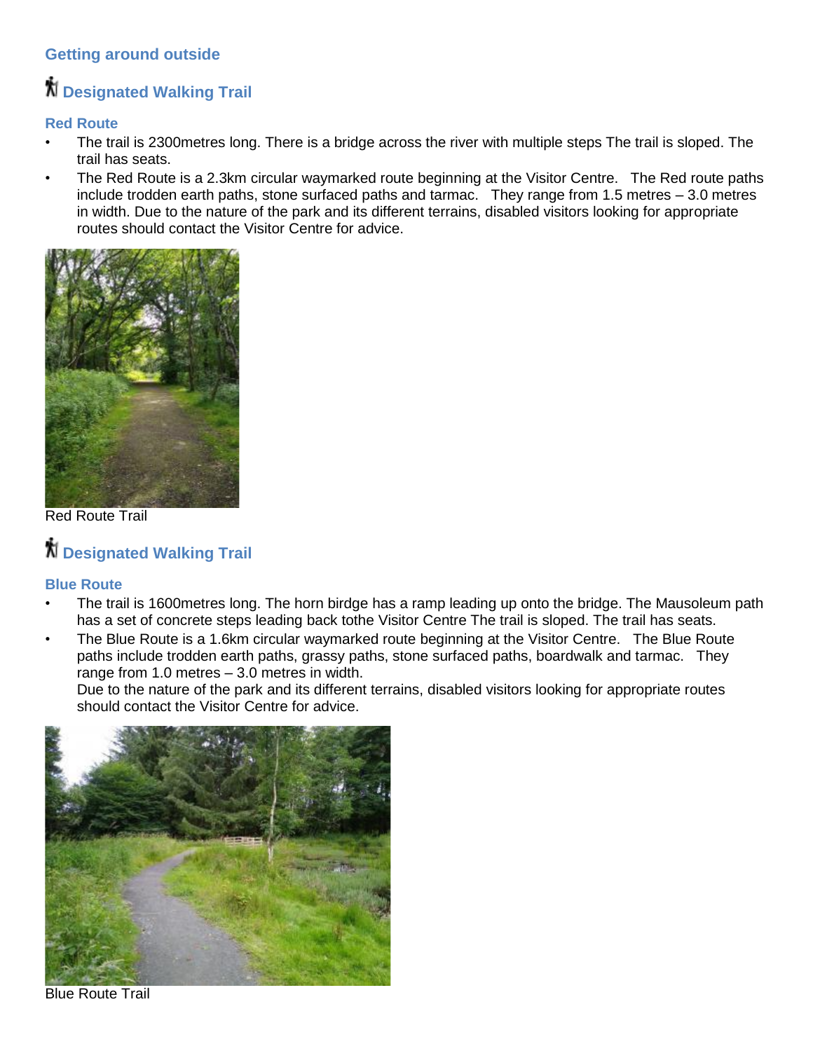## Getting around outside

### Designated Walking Trail

#### Red Route

- The trail is 2300metres long. There is a bridge across the river with multiple steps The trail is sloped. The trail has seats.
- The Red Route is a 2.3km circular waymarked route beginning at the Visitor Centre. The Red route paths include trodden earth paths, stone surfaced paths and tarmac. They range from 1.5 metres – 3.0 metres in width. Due to the nature of the park and its different terrains, disabled visitors looking for appropriate routes should contact the Visitor Centre for advice.

Red Route Trail

### Designated Walking Trail

#### Blue Route

- The trail is 1600metres long. The horn birdge has a ramp leading up onto the bridge. The Mausoleum path has a set of concrete steps leading back tothe Visitor Centre The trail is sloped. The trail has seats.
- The Blue Route is a 1.6km circular waymarked route beginning at the Visitor Centre. The Blue Route paths include trodden earth paths, grassy paths, stone surfaced paths, boardwalk and tarmac. They range from 1.0 metres – 3.0 metres in width.
  Due to the nature of the park and its different terrains, disabled visitors looking for appropriate routes should contact the Visitor Centre for advice.

Blue Route Trail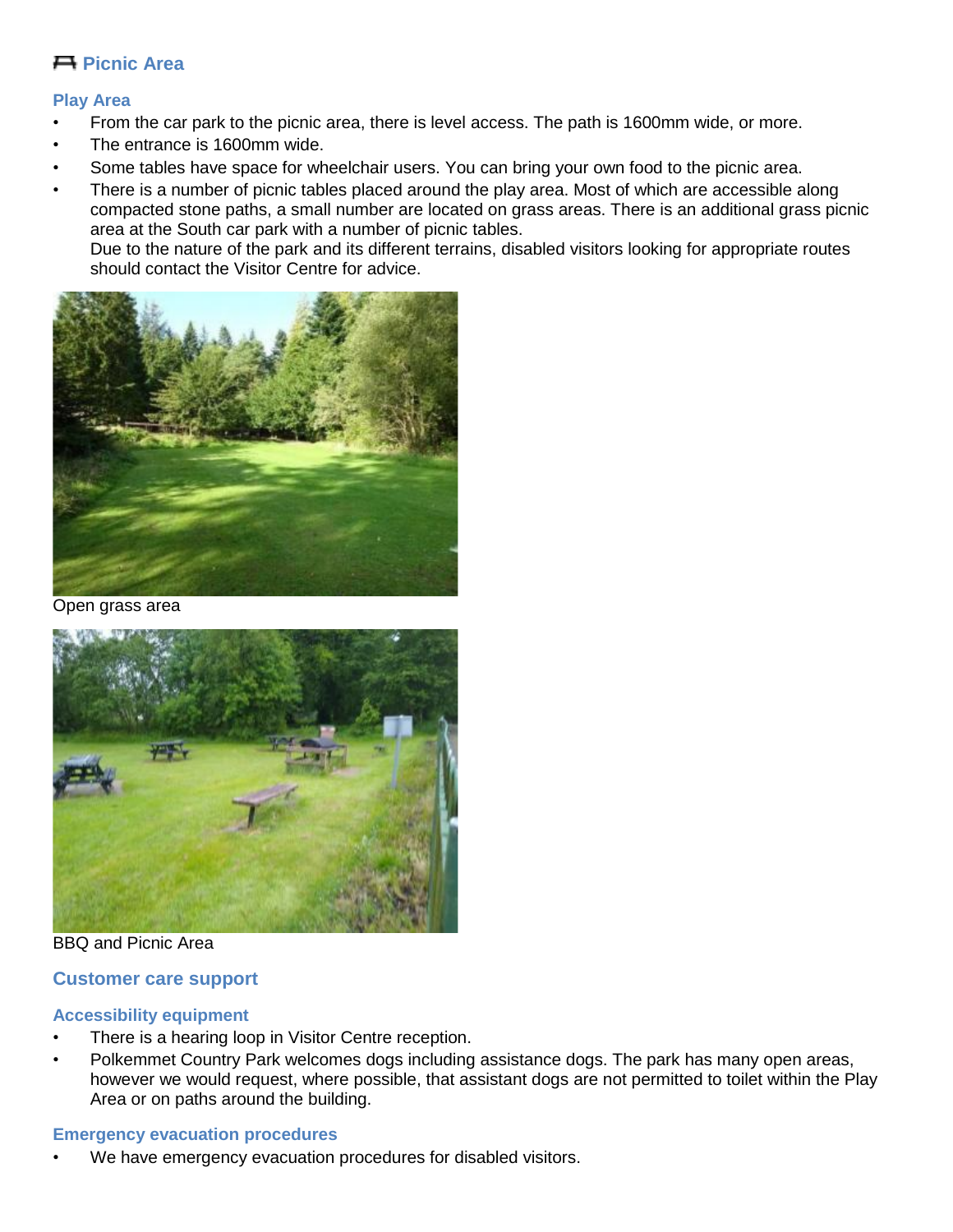## Picnic Area

### Play Area

- From the car park to the picnic area, there is level access. The path is 1600mm wide, or more.
- The entrance is 1600mm wide.
- Some tables have space for wheelchair users. You can bring your own food to the picnic area.
- There is a number of picnic tables placed around the play area. Most of which are accessible along compacted stone paths, a small number are located on grass areas. There is an additional grass picnic area at the South car park with a number of picnic tables.
  Due to the nature of the park and its different terrains, disabled visitors looking for appropriate routes should contact the Visitor Centre for advice.

Open grass area

BBQ and Picnic Area

## Customer care support

### Accessibility equipment

- There is a hearing loop in Visitor Centre reception.
- Polkemmet Country Park welcomes dogs including assistance dogs. The park has many open areas, however we would request, where possible, that assistant dogs are not permitted to toilet within the Play Area or on paths around the building.

### Emergency evacuation procedures

- We have emergency evacuation procedures for disabled visitors.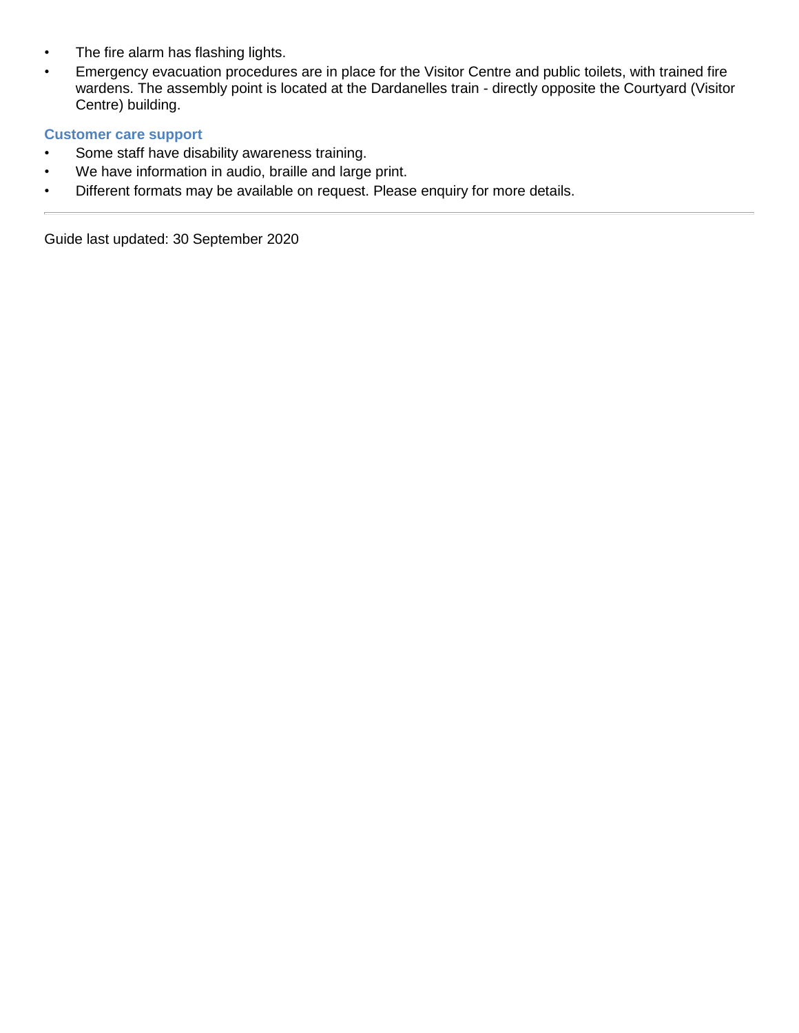- The fire alarm has flashing lights.
- Emergency evacuation procedures are in place for the Visitor Centre and public toilets, with trained fire wardens. The assembly point is located at the Dardanelles train - directly opposite the Courtyard (Visitor Centre) building.

### Customer care support

- Some staff have disability awareness training.
- We have information in audio, braille and large print.
- Different formats may be available on request. Please enquiry for more details.

---

Guide last updated: 30 September 2020